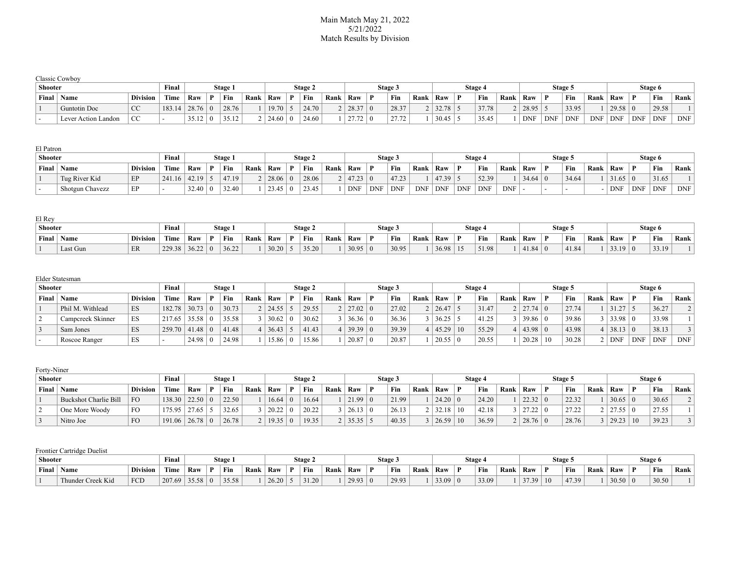Main Match May 21, 2022
5/21/2022
Match Results by Division

Classic Cowboy

| Shooter | | | Final | Stage 1 | | | | Stage 2 | | | | Stage 3 | | | | Stage 4 | | | | Stage 5 | | | | Stage 6 | | | |
|---|---|---|---|---|---|---|---|---|---|---|---|---|---|---|---|---|---|---|---|---|---|---|---|---|---|---|---|
| Final | Name | Division | Time | Raw | P | Fin | Rank | Raw | P | Fin | Rank | Raw | P | Fin | Rank | Raw | P | Fin | Rank | Raw | P | Fin | Rank | Raw | P | Fin | Rank |
| 1 | Guntotin Doc | CC | 183.14 | 28.76 | 0 | 28.76 | 1 | 19.70 | 5 | 24.70 | 2 | 28.37 | 0 | 28.37 | 2 | 32.78 | 5 | 37.78 | 2 | 28.95 | 5 | 33.95 | 1 | 29.58 | 0 | 29.58 | 1 |
| - | Lever Action Landon | CC | - | 35.12 | 0 | 35.12 | 2 | 24.60 | 0 | 24.60 | 1 | 27.72 | 0 | 27.72 | 1 | 30.45 | 5 | 35.45 | 1 | DNF | DNF | DNF | DNF | DNF | DNF | DNF | DNF |

El Patron

| Shooter | | | Final | Stage 1 | | | | Stage 2 | | | | Stage 3 | | | | Stage 4 | | | | Stage 5 | | | | Stage 6 | | | |
|---|---|---|---|---|---|---|---|---|---|---|---|---|---|---|---|---|---|---|---|---|---|---|---|---|---|---|---|
| Final | Name | Division | Time | Raw | P | Fin | Rank | Raw | P | Fin | Rank | Raw | P | Fin | Rank | Raw | P | Fin | Rank | Raw | P | Fin | Rank | Raw | P | Fin | Rank |
| 1 | Tug River Kid | EP | 241.16 | 42.19 | 5 | 47.19 | 2 | 28.06 | 0 | 28.06 | 2 | 47.23 | 0 | 47.23 | 1 | 47.39 | 5 | 52.39 | 1 | 34.64 | 0 | 34.64 | 1 | 31.65 | 0 | 31.65 | 1 |
| - | Shotgun Chavezz | EP | - | 32.40 | 0 | 32.40 | 1 | 23.45 | 0 | 23.45 | 1 | DNF | DNF | DNF | DNF | DNF | DNF | DNF | DNF | - | - | - | - | DNF | DNF | DNF | DNF |

El Rey

| Shooter | | | Final | Stage 1 | | | | Stage 2 | | | | Stage 3 | | | | Stage 4 | | | | Stage 5 | | | | Stage 6 | | | |
|---|---|---|---|---|---|---|---|---|---|---|---|---|---|---|---|---|---|---|---|---|---|---|---|---|---|---|---|
| Final | Name | Division | Time | Raw | P | Fin | Rank | Raw | P | Fin | Rank | Raw | P | Fin | Rank | Raw | P | Fin | Rank | Raw | P | Fin | Rank | Raw | P | Fin | Rank |
| 1 | Last Gun | ER | 229.38 | 36.22 | 0 | 36.22 | 1 | 30.20 | 5 | 35.20 | 1 | 30.95 | 0 | 30.95 | 1 | 36.98 | 15 | 51.98 | 1 | 41.84 | 0 | 41.84 | 1 | 33.19 | 0 | 33.19 | 1 |

Elder Statesman

| Shooter | | | Final | Stage 1 | | | | Stage 2 | | | | Stage 3 | | | | Stage 4 | | | | Stage 5 | | | | Stage 6 | | | |
|---|---|---|---|---|---|---|---|---|---|---|---|---|---|---|---|---|---|---|---|---|---|---|---|---|---|---|---|
| Final | Name | Division | Time | Raw | P | Fin | Rank | Raw | P | Fin | Rank | Raw | P | Fin | Rank | Raw | P | Fin | Rank | Raw | P | Fin | Rank | Raw | P | Fin | Rank |
| 1 | Phil M. Withlead | ES | 182.78 | 30.73 | 0 | 30.73 | 2 | 24.55 | 5 | 29.55 | 2 | 27.02 | 0 | 27.02 | 2 | 26.47 | 5 | 31.47 | 2 | 27.74 | 0 | 27.74 | 1 | 31.27 | 5 | 36.27 | 2 |
| 2 | Campcreek Skinner | ES | 217.65 | 35.58 | 0 | 35.58 | 3 | 30.62 | 0 | 30.62 | 3 | 36.36 | 0 | 36.36 | 3 | 36.25 | 5 | 41.25 | 3 | 39.86 | 0 | 39.86 | 3 | 33.98 | 0 | 33.98 | 1 |
| 3 | Sam Jones | ES | 259.70 | 41.48 | 0 | 41.48 | 4 | 36.43 | 5 | 41.43 | 4 | 39.39 | 0 | 39.39 | 4 | 45.29 | 10 | 55.29 | 4 | 43.98 | 0 | 43.98 | 4 | 38.13 | 0 | 38.13 | 3 |
| - | Roscoe Ranger | ES | - | 24.98 | 0 | 24.98 | 1 | 15.86 | 0 | 15.86 | 1 | 20.87 | 0 | 20.87 | 1 | 20.55 | 0 | 20.55 | 1 | 20.28 | 10 | 30.28 | 2 | DNF | DNF | DNF | DNF |

Forty-Niner

| Shooter | | | Final | Stage 1 | | | | Stage 2 | | | | Stage 3 | | | | Stage 4 | | | | Stage 5 | | | | Stage 6 | | | |
|---|---|---|---|---|---|---|---|---|---|---|---|---|---|---|---|---|---|---|---|---|---|---|---|---|---|---|---|
| Final | Name | Division | Time | Raw | P | Fin | Rank | Raw | P | Fin | Rank | Raw | P | Fin | Rank | Raw | P | Fin | Rank | Raw | P | Fin | Rank | Raw | P | Fin | Rank |
| 1 | Buckshot Charlie Bill | FO | 138.30 | 22.50 | 0 | 22.50 | 1 | 16.64 | 0 | 16.64 | 1 | 21.99 | 0 | 21.99 | 1 | 24.20 | 0 | 24.20 | 1 | 22.32 | 0 | 22.32 | 1 | 30.65 | 0 | 30.65 | 2 |
| 2 | One More Woody | FO | 175.95 | 27.65 | 5 | 32.65 | 3 | 20.22 | 0 | 20.22 | 3 | 26.13 | 0 | 26.13 | 2 | 32.18 | 10 | 42.18 | 3 | 27.22 | 0 | 27.22 | 2 | 27.55 | 0 | 27.55 | 1 |
| 3 | Nitro Joe | FO | 191.06 | 26.78 | 0 | 26.78 | 2 | 19.35 | 0 | 19.35 | 2 | 35.35 | 5 | 40.35 | 3 | 26.59 | 10 | 36.59 | 2 | 28.76 | 0 | 28.76 | 3 | 29.23 | 10 | 39.23 | 3 |

Frontier Cartridge Duelist

| Shooter | | | Final | Stage 1 | | | | Stage 2 | | | | Stage 3 | | | | Stage 4 | | | | Stage 5 | | | | Stage 6 | | | |
|---|---|---|---|---|---|---|---|---|---|---|---|---|---|---|---|---|---|---|---|---|---|---|---|---|---|---|---|
| Final | Name | Division | Time | Raw | P | Fin | Rank | Raw | P | Fin | Rank | Raw | P | Fin | Rank | Raw | P | Fin | Rank | Raw | P | Fin | Rank | Raw | P | Fin | Rank |
| 1 | Thunder Creek Kid | FCD | 207.69 | 35.58 | 0 | 35.58 | 1 | 26.20 | 5 | 31.20 | 1 | 29.93 | 0 | 29.93 | 1 | 33.09 | 0 | 33.09 | 1 | 37.39 | 10 | 47.39 | 1 | 30.50 | 0 | 30.50 | 1 |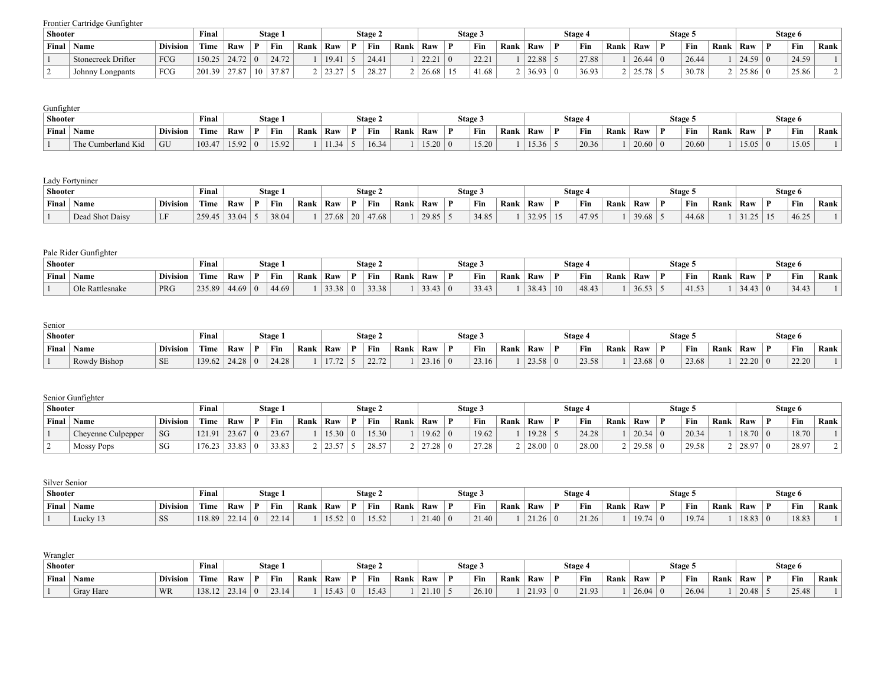Frontier Cartridge Gunfighter

| Shooter | | | Final | Stage 1 | | | | Stage 2 | | | | Stage 3 | | | | Stage 4 | | | | Stage 5 | | | | Stage 6 | | | |
|---|---|---|---|---|---|---|---|---|---|---|---|---|---|---|---|---|---|---|---|---|---|---|---|---|---|---|---|
| Final | Name | Division | Time | Raw | P | Fin | Rank | Raw | P | Fin | Rank | Raw | P | Fin | Rank | Raw | P | Fin | Rank | Raw | P | Fin | Rank | Raw | P | Fin | Rank |
| 1 | Stonecreek Drifter | FCG | 150.25 | 24.72 | 0 | 24.72 | 1 | 19.41 | 5 | 24.41 | 1 | 22.21 | 0 | 22.21 | 1 | 22.88 | 5 | 27.88 | 1 | 26.44 | 0 | 26.44 | 1 | 24.59 | 0 | 24.59 | 1 |
| 2 | Johnny Longpants | FCG | 201.39 | 27.87 | 10 | 37.87 | 2 | 23.27 | 5 | 28.27 | 2 | 26.68 | 15 | 41.68 | 2 | 36.93 | 0 | 36.93 | 2 | 25.78 | 5 | 30.78 | 2 | 25.86 | 0 | 25.86 | 2 |

Gunfighter

| Shooter | | | Final | Stage 1 | | | | Stage 2 | | | | Stage 3 | | | | Stage 4 | | | | Stage 5 | | | | Stage 6 | | | |
|---|---|---|---|---|---|---|---|---|---|---|---|---|---|---|---|---|---|---|---|---|---|---|---|---|---|---|---|
| Final | Name | Division | Time | Raw | P | Fin | Rank | Raw | P | Fin | Rank | Raw | P | Fin | Rank | Raw | P | Fin | Rank | Raw | P | Fin | Rank | Raw | P | Fin | Rank |
| 1 | The Cumberland Kid | GU | 103.47 | 15.92 | 0 | 15.92 | 1 | 11.34 | 5 | 16.34 | 1 | 15.20 | 0 | 15.20 | 1 | 15.36 | 5 | 20.36 | 1 | 20.60 | 0 | 20.60 | 1 | 15.05 | 0 | 15.05 | 1 |

Lady Fortyniner

| Shooter | | | Final | Stage 1 | | | | Stage 2 | | | | Stage 3 | | | | Stage 4 | | | | Stage 5 | | | | Stage 6 | | | |
|---|---|---|---|---|---|---|---|---|---|---|---|---|---|---|---|---|---|---|---|---|---|---|---|---|---|---|---|
| Final | Name | Division | Time | Raw | P | Fin | Rank | Raw | P | Fin | Rank | Raw | P | Fin | Rank | Raw | P | Fin | Rank | Raw | P | Fin | Rank | Raw | P | Fin | Rank |
| 1 | Dead Shot Daisy | LF | 259.45 | 33.04 | 5 | 38.04 | 1 | 27.68 | 20 | 47.68 | 1 | 29.85 | 5 | 34.85 | 1 | 32.95 | 15 | 47.95 | 1 | 39.68 | 5 | 44.68 | 1 | 31.25 | 15 | 46.25 | 1 |

Pale Rider Gunfighter

| Shooter | | | Final | Stage 1 | | | | Stage 2 | | | | Stage 3 | | | | Stage 4 | | | | Stage 5 | | | | Stage 6 | | | |
|---|---|---|---|---|---|---|---|---|---|---|---|---|---|---|---|---|---|---|---|---|---|---|---|---|---|---|---|
| Final | Name | Division | Time | Raw | P | Fin | Rank | Raw | P | Fin | Rank | Raw | P | Fin | Rank | Raw | P | Fin | Rank | Raw | P | Fin | Rank | Raw | P | Fin | Rank |
| 1 | Ole Rattlesnake | PRG | 235.89 | 44.69 | 0 | 44.69 | 1 | 33.38 | 0 | 33.38 | 1 | 33.43 | 0 | 33.43 | 1 | 38.43 | 10 | 48.43 | 1 | 36.53 | 5 | 41.53 | 1 | 34.43 | 0 | 34.43 | 1 |

Senior

| Shooter | | | Final | Stage 1 | | | | Stage 2 | | | | Stage 3 | | | | Stage 4 | | | | Stage 5 | | | | Stage 6 | | | |
|---|---|---|---|---|---|---|---|---|---|---|---|---|---|---|---|---|---|---|---|---|---|---|---|---|---|---|---|
| Final | Name | Division | Time | Raw | P | Fin | Rank | Raw | P | Fin | Rank | Raw | P | Fin | Rank | Raw | P | Fin | Rank | Raw | P | Fin | Rank | Raw | P | Fin | Rank |
| 1 | Rowdy Bishop | SE | 139.62 | 24.28 | 0 | 24.28 | 1 | 17.72 | 5 | 22.72 | 1 | 23.16 | 0 | 23.16 | 1 | 23.58 | 0 | 23.58 | 1 | 23.68 | 0 | 23.68 | 1 | 22.20 | 0 | 22.20 | 1 |

Senior Gunfighter

| Shooter | | | Final | Stage 1 | | | | Stage 2 | | | | Stage 3 | | | | Stage 4 | | | | Stage 5 | | | | Stage 6 | | | |
|---|---|---|---|---|---|---|---|---|---|---|---|---|---|---|---|---|---|---|---|---|---|---|---|---|---|---|---|
| Final | Name | Division | Time | Raw | P | Fin | Rank | Raw | P | Fin | Rank | Raw | P | Fin | Rank | Raw | P | Fin | Rank | Raw | P | Fin | Rank | Raw | P | Fin | Rank |
| 1 | Cheyenne Culpepper | SG | 121.91 | 23.67 | 0 | 23.67 | 1 | 15.30 | 0 | 15.30 | 1 | 19.62 | 0 | 19.62 | 1 | 19.28 | 5 | 24.28 | 1 | 20.34 | 0 | 20.34 | 1 | 18.70 | 0 | 18.70 | 1 |
| 2 | Mossy Pops | SG | 176.23 | 33.83 | 0 | 33.83 | 2 | 23.57 | 5 | 28.57 | 2 | 27.28 | 0 | 27.28 | 2 | 28.00 | 0 | 28.00 | 2 | 29.58 | 0 | 29.58 | 2 | 28.97 | 0 | 28.97 | 2 |

Silver Senior

| Shooter | | | Final | Stage 1 | | | | Stage 2 | | | | Stage 3 | | | | Stage 4 | | | | Stage 5 | | | | Stage 6 | | | |
|---|---|---|---|---|---|---|---|---|---|---|---|---|---|---|---|---|---|---|---|---|---|---|---|---|---|---|---|
| Final | Name | Division | Time | Raw | P | Fin | Rank | Raw | P | Fin | Rank | Raw | P | Fin | Rank | Raw | P | Fin | Rank | Raw | P | Fin | Rank | Raw | P | Fin | Rank |
| 1 | Lucky 13 | SS | 118.89 | 22.14 | 0 | 22.14 | 1 | 15.52 | 0 | 15.52 | 1 | 21.40 | 0 | 21.40 | 1 | 21.26 | 0 | 21.26 | 1 | 19.74 | 0 | 19.74 | 1 | 18.83 | 0 | 18.83 | 1 |

Wrangler

| Shooter | | | Final | Stage 1 | | | | Stage 2 | | | | Stage 3 | | | | Stage 4 | | | | Stage 5 | | | | Stage 6 | | | |
|---|---|---|---|---|---|---|---|---|---|---|---|---|---|---|---|---|---|---|---|---|---|---|---|---|---|---|---|
| Final | Name | Division | Time | Raw | P | Fin | Rank | Raw | P | Fin | Rank | Raw | P | Fin | Rank | Raw | P | Fin | Rank | Raw | P | Fin | Rank | Raw | P | Fin | Rank |
| 1 | Gray Hare | WR | 138.12 | 23.14 | 0 | 23.14 | 1 | 15.43 | 0 | 15.43 | 1 | 21.10 | 5 | 26.10 | 1 | 21.93 | 0 | 21.93 | 1 | 26.04 | 0 | 26.04 | 1 | 20.48 | 5 | 25.48 | 1 |